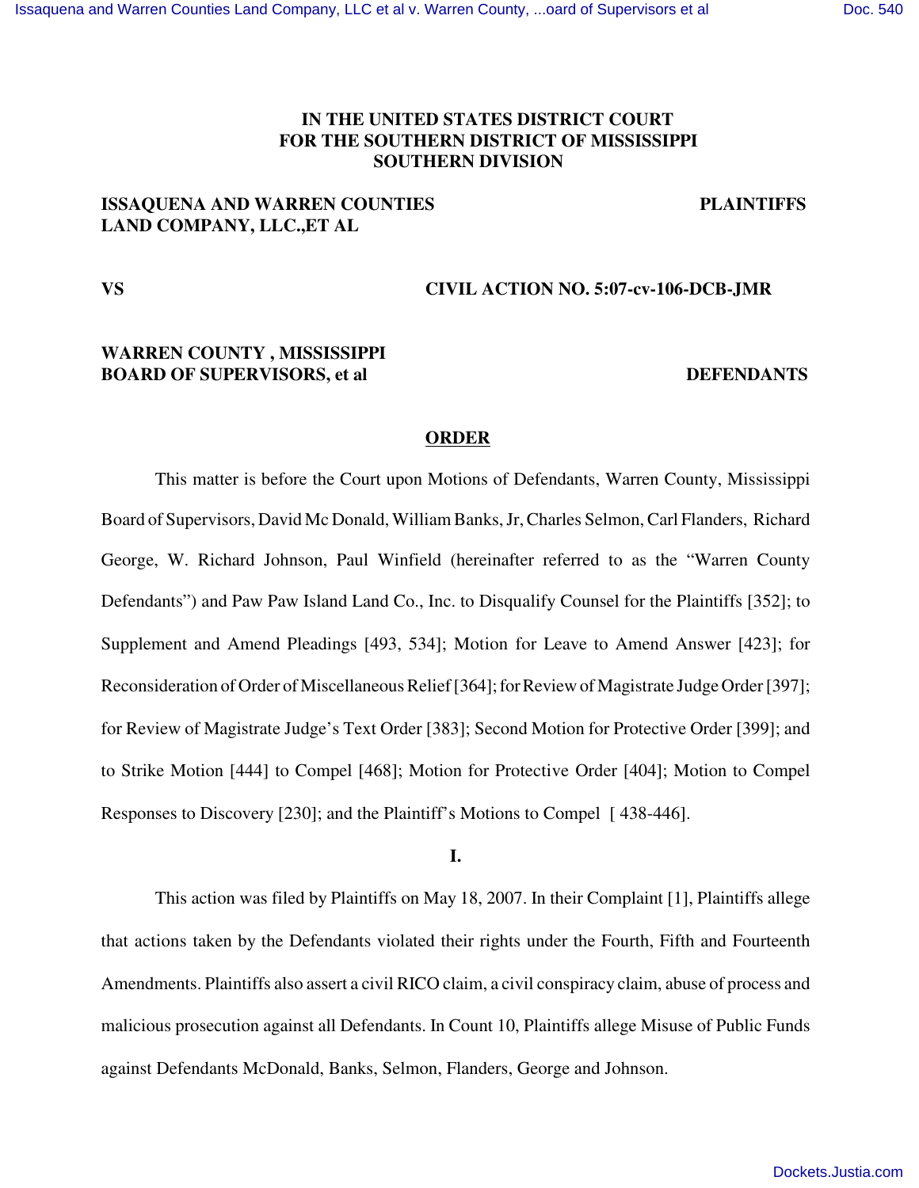**IN THE UNITED STATES DISTRICT COURT**
**FOR THE SOUTHERN DISTRICT OF MISSISSIPPI**
**SOUTHERN DIVISION**

**ISSAQUENA AND WARREN COUNTIES LAND COMPANY, LLC.,ET AL** — **PLAINTIFFS**

**VS** — **CIVIL ACTION NO. 5:07-cv-106-DCB-JMR**

**WARREN COUNTY , MISSISSIPPI BOARD OF SUPERVISORS, et al** — **DEFENDANTS**

## ORDER

This matter is before the Court upon Motions of Defendants, Warren County, Mississippi Board of Supervisors, David Mc Donald, William Banks, Jr, Charles Selmon, Carl Flanders, Richard George, W. Richard Johnson, Paul Winfield (hereinafter referred to as the "Warren County Defendants") and Paw Paw Island Land Co., Inc. to Disqualify Counsel for the Plaintiffs [352]; to Supplement and Amend Pleadings [493, 534]; Motion for Leave to Amend Answer [423]; for Reconsideration of Order of Miscellaneous Relief [364]; for Review of Magistrate Judge Order [397]; for Review of Magistrate Judge's Text Order [383]; Second Motion for Protective Order [399]; and to Strike Motion [444] to Compel [468]; Motion for Protective Order [404]; Motion to Compel Responses to Discovery [230]; and the Plaintiff's Motions to Compel [ 438-446].

### I.

This action was filed by Plaintiffs on May 18, 2007. In their Complaint [1], Plaintiffs allege that actions taken by the Defendants violated their rights under the Fourth, Fifth and Fourteenth Amendments. Plaintiffs also assert a civil RICO claim, a civil conspiracy claim, abuse of process and malicious prosecution against all Defendants. In Count 10, Plaintiffs allege Misuse of Public Funds against Defendants McDonald, Banks, Selmon, Flanders, George and Johnson.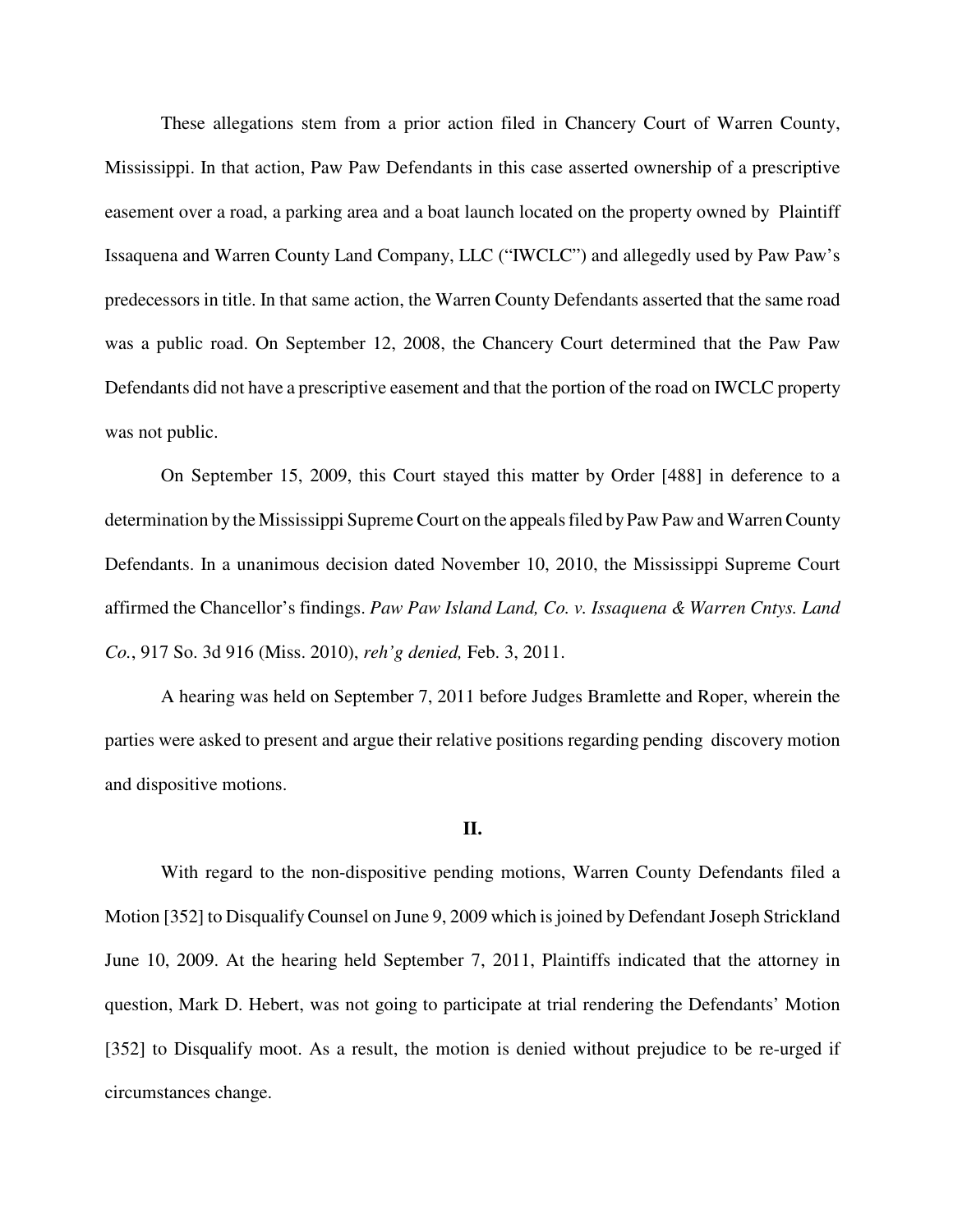These allegations stem from a prior action filed in Chancery Court of Warren County, Mississippi. In that action, Paw Paw Defendants in this case asserted ownership of a prescriptive easement over a road, a parking area and a boat launch located on the property owned by Plaintiff Issaquena and Warren County Land Company, LLC ("IWCLC") and allegedly used by Paw Paw's predecessors in title. In that same action, the Warren County Defendants asserted that the same road was a public road. On September 12, 2008, the Chancery Court determined that the Paw Paw Defendants did not have a prescriptive easement and that the portion of the road on IWCLC property was not public.

On September 15, 2009, this Court stayed this matter by Order [488] in deference to a determination by the Mississippi Supreme Court on the appeals filed by Paw Paw and Warren County Defendants. In a unanimous decision dated November 10, 2010, the Mississippi Supreme Court affirmed the Chancellor's findings. *Paw Paw Island Land, Co. v. Issaquena & Warren Cntys. Land Co.*, 917 So. 3d 916 (Miss. 2010), *reh'g denied,* Feb. 3, 2011.

A hearing was held on September 7, 2011 before Judges Bramlette and Roper, wherein the parties were asked to present and argue their relative positions regarding pending discovery motion and dispositive motions.

**II.**

With regard to the non-dispositive pending motions, Warren County Defendants filed a Motion [352] to Disqualify Counsel on June 9, 2009 which is joined by Defendant Joseph Strickland June 10, 2009. At the hearing held September 7, 2011, Plaintiffs indicated that the attorney in question, Mark D. Hebert, was not going to participate at trial rendering the Defendants' Motion [352] to Disqualify moot. As a result, the motion is denied without prejudice to be re-urged if circumstances change.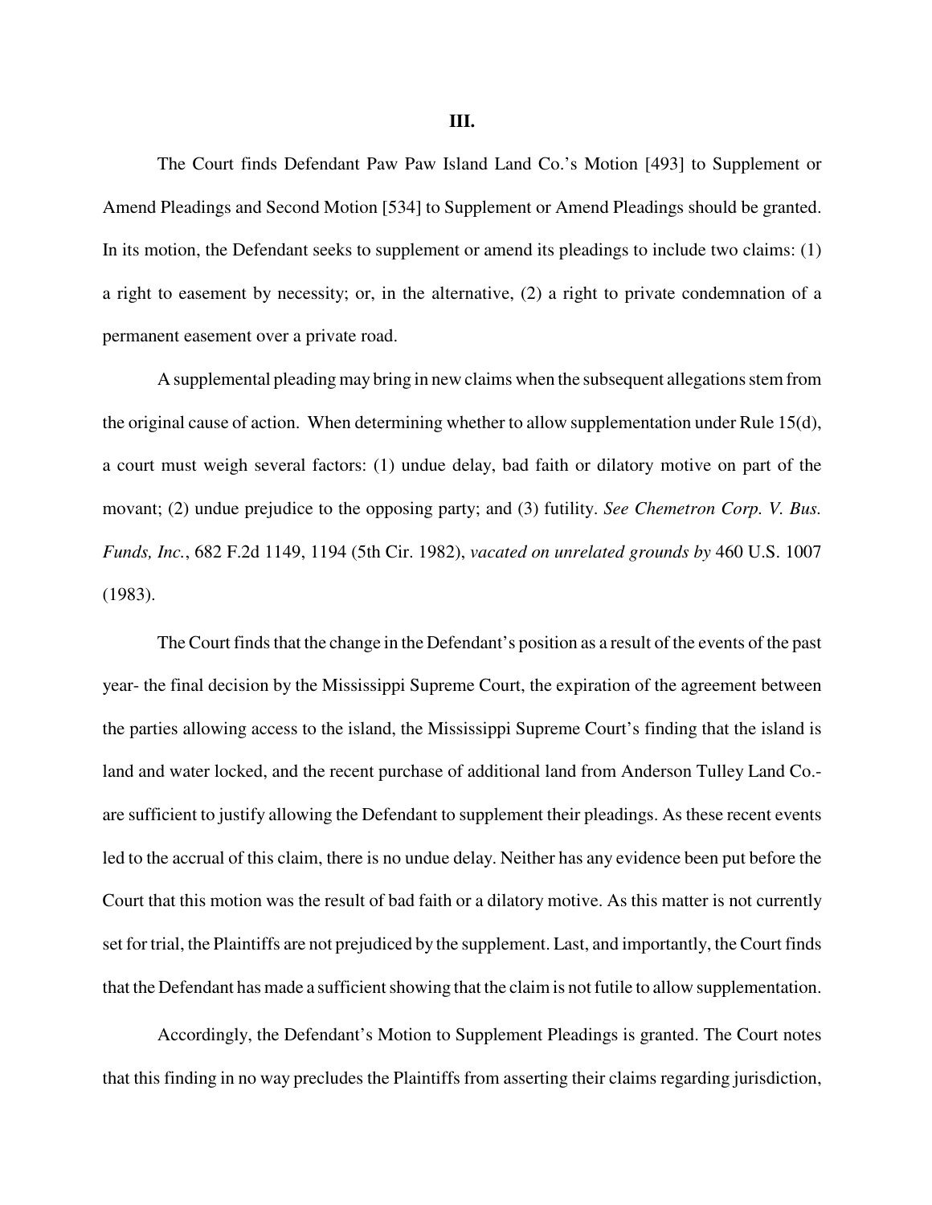## III.

The Court finds Defendant Paw Paw Island Land Co.'s Motion [493] to Supplement or Amend Pleadings and Second Motion [534] to Supplement or Amend Pleadings should be granted. In its motion, the Defendant seeks to supplement or amend its pleadings to include two claims: (1) a right to easement by necessity; or, in the alternative, (2) a right to private condemnation of a permanent easement over a private road.

A supplemental pleading may bring in new claims when the subsequent allegations stem from the original cause of action. When determining whether to allow supplementation under Rule 15(d), a court must weigh several factors: (1) undue delay, bad faith or dilatory motive on part of the movant; (2) undue prejudice to the opposing party; and (3) futility. *See Chemetron Corp. V. Bus. Funds, Inc.*, 682 F.2d 1149, 1194 (5th Cir. 1982), *vacated on unrelated grounds by* 460 U.S. 1007 (1983).

The Court finds that the change in the Defendant's position as a result of the events of the past year- the final decision by the Mississippi Supreme Court, the expiration of the agreement between the parties allowing access to the island, the Mississippi Supreme Court's finding that the island is land and water locked, and the recent purchase of additional land from Anderson Tulley Land Co.- are sufficient to justify allowing the Defendant to supplement their pleadings. As these recent events led to the accrual of this claim, there is no undue delay. Neither has any evidence been put before the Court that this motion was the result of bad faith or a dilatory motive. As this matter is not currently set for trial, the Plaintiffs are not prejudiced by the supplement. Last, and importantly, the Court finds that the Defendant has made a sufficient showing that the claim is not futile to allow supplementation.

Accordingly, the Defendant's Motion to Supplement Pleadings is granted. The Court notes that this finding in no way precludes the Plaintiffs from asserting their claims regarding jurisdiction,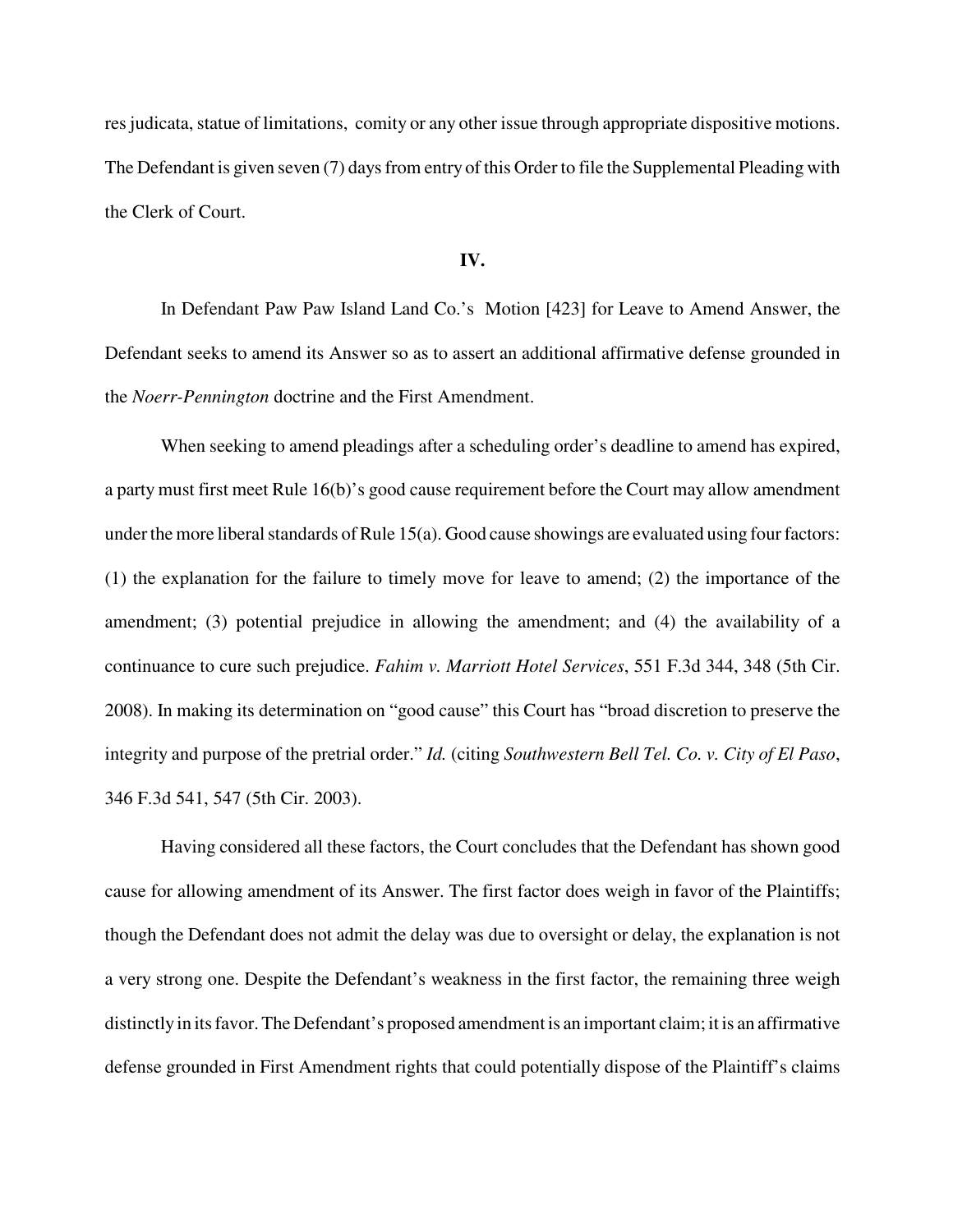res judicata, statue of limitations, comity or any other issue through appropriate dispositive motions. The Defendant is given seven (7) days from entry of this Order to file the Supplemental Pleading with the Clerk of Court.

**IV.**

In Defendant Paw Paw Island Land Co.'s Motion [423] for Leave to Amend Answer, the Defendant seeks to amend its Answer so as to assert an additional affirmative defense grounded in the *Noerr-Pennington* doctrine and the First Amendment.

When seeking to amend pleadings after a scheduling order's deadline to amend has expired, a party must first meet Rule 16(b)'s good cause requirement before the Court may allow amendment under the more liberal standards of Rule 15(a). Good cause showings are evaluated using four factors: (1) the explanation for the failure to timely move for leave to amend; (2) the importance of the amendment; (3) potential prejudice in allowing the amendment; and (4) the availability of a continuance to cure such prejudice. *Fahim v. Marriott Hotel Services*, 551 F.3d 344, 348 (5th Cir. 2008). In making its determination on "good cause" this Court has "broad discretion to preserve the integrity and purpose of the pretrial order." *Id.* (citing *Southwestern Bell Tel. Co. v. City of El Paso*, 346 F.3d 541, 547 (5th Cir. 2003).

Having considered all these factors, the Court concludes that the Defendant has shown good cause for allowing amendment of its Answer. The first factor does weigh in favor of the Plaintiffs; though the Defendant does not admit the delay was due to oversight or delay, the explanation is not a very strong one. Despite the Defendant's weakness in the first factor, the remaining three weigh distinctly in its favor. The Defendant's proposed amendment is an important claim; it is an affirmative defense grounded in First Amendment rights that could potentially dispose of the Plaintiff's claims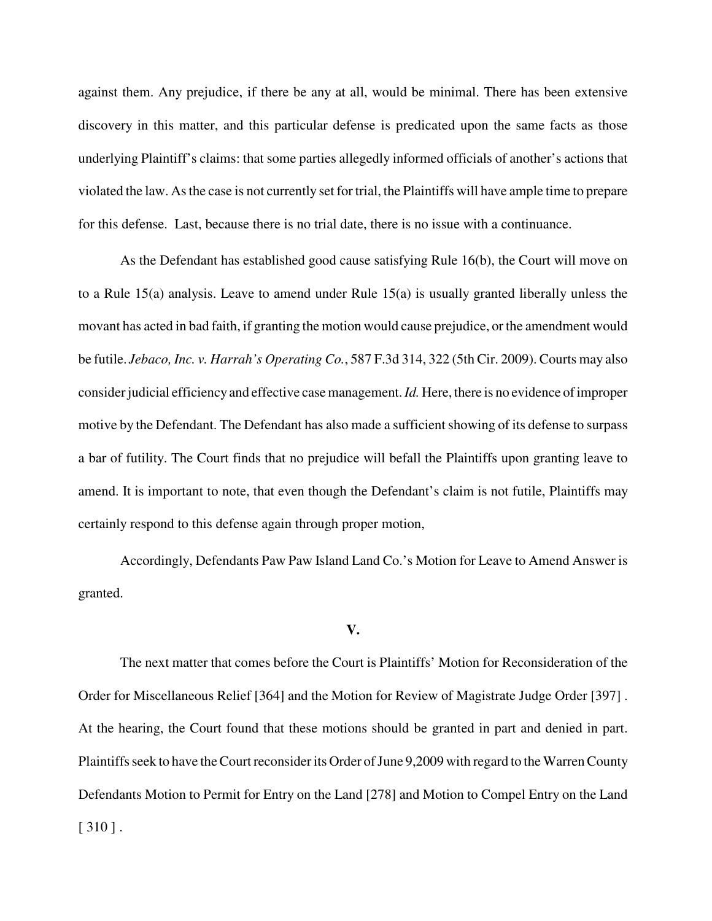against them. Any prejudice, if there be any at all, would be minimal. There has been extensive discovery in this matter, and this particular defense is predicated upon the same facts as those underlying Plaintiff's claims: that some parties allegedly informed officials of another's actions that violated the law. As the case is not currently set for trial, the Plaintiffs will have ample time to prepare for this defense. Last, because there is no trial date, there is no issue with a continuance.

As the Defendant has established good cause satisfying Rule 16(b), the Court will move on to a Rule 15(a) analysis. Leave to amend under Rule 15(a) is usually granted liberally unless the movant has acted in bad faith, if granting the motion would cause prejudice, or the amendment would be futile. *Jebaco, Inc. v. Harrah's Operating Co.*, 587 F.3d 314, 322 (5th Cir. 2009). Courts may also consider judicial efficiency and effective case management. *Id.* Here, there is no evidence of improper motive by the Defendant. The Defendant has also made a sufficient showing of its defense to surpass a bar of futility. The Court finds that no prejudice will befall the Plaintiffs upon granting leave to amend. It is important to note, that even though the Defendant's claim is not futile, Plaintiffs may certainly respond to this defense again through proper motion,

Accordingly, Defendants Paw Paw Island Land Co.'s Motion for Leave to Amend Answer is granted.

## V.

The next matter that comes before the Court is Plaintiffs' Motion for Reconsideration of the Order for Miscellaneous Relief [364] and the Motion for Review of Magistrate Judge Order [397] . At the hearing, the Court found that these motions should be granted in part and denied in part. Plaintiffs seek to have the Court reconsider its Order of June 9,2009 with regard to the Warren County Defendants Motion to Permit for Entry on the Land [278] and Motion to Compel Entry on the Land [ 310 ] .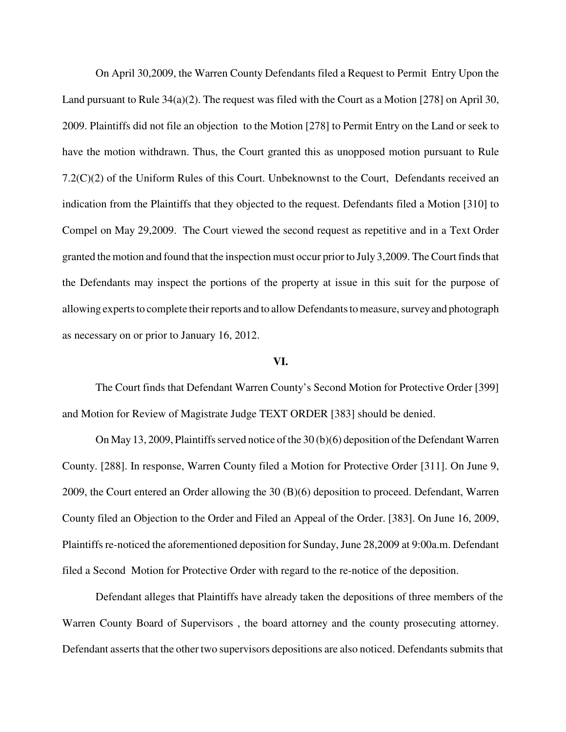On April 30,2009, the Warren County Defendants filed a Request to Permit Entry Upon the Land pursuant to Rule 34(a)(2). The request was filed with the Court as a Motion [278] on April 30, 2009. Plaintiffs did not file an objection to the Motion [278] to Permit Entry on the Land or seek to have the motion withdrawn. Thus, the Court granted this as unopposed motion pursuant to Rule 7.2(C)(2) of the Uniform Rules of this Court. Unbeknownst to the Court, Defendants received an indication from the Plaintiffs that they objected to the request. Defendants filed a Motion [310] to Compel on May 29,2009. The Court viewed the second request as repetitive and in a Text Order granted the motion and found that the inspection must occur prior to July 3,2009. The Court finds that the Defendants may inspect the portions of the property at issue in this suit for the purpose of allowing experts to complete their reports and to allow Defendants to measure, survey and photograph as necessary on or prior to January 16, 2012.

**VI.**

The Court finds that Defendant Warren County's Second Motion for Protective Order [399] and Motion for Review of Magistrate Judge TEXT ORDER [383] should be denied.

On May 13, 2009, Plaintiffs served notice of the 30 (b)(6) deposition of the Defendant Warren County. [288]. In response, Warren County filed a Motion for Protective Order [311]. On June 9, 2009, the Court entered an Order allowing the 30 (B)(6) deposition to proceed. Defendant, Warren County filed an Objection to the Order and Filed an Appeal of the Order. [383]. On June 16, 2009, Plaintiffs re-noticed the aforementioned deposition for Sunday, June 28,2009 at 9:00a.m. Defendant filed a Second Motion for Protective Order with regard to the re-notice of the deposition.

Defendant alleges that Plaintiffs have already taken the depositions of three members of the Warren County Board of Supervisors , the board attorney and the county prosecuting attorney. Defendant asserts that the other two supervisors depositions are also noticed. Defendants submits that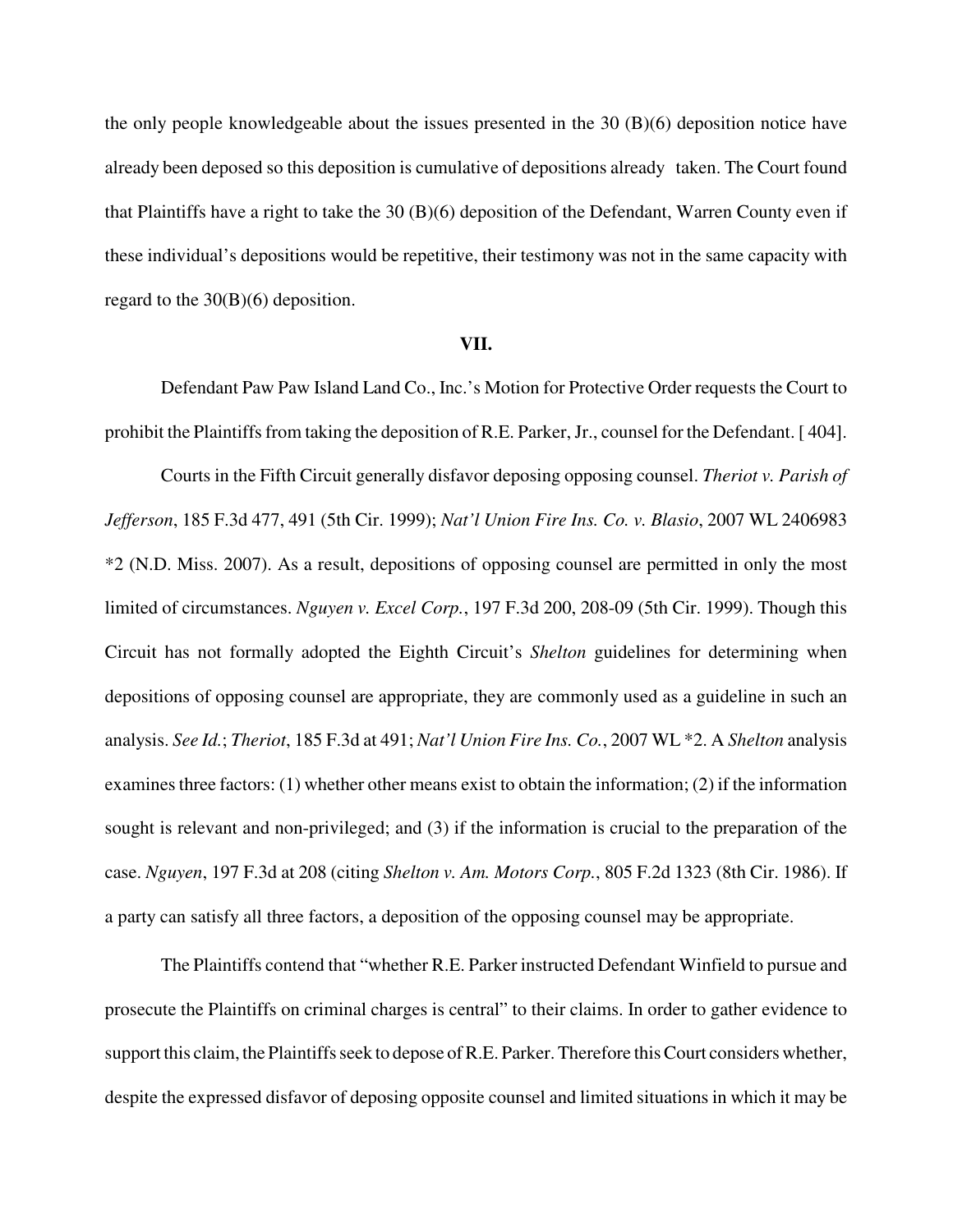the only people knowledgeable about the issues presented in the 30 (B)(6) deposition notice have already been deposed so this deposition is cumulative of depositions already taken. The Court found that Plaintiffs have a right to take the 30 (B)(6) deposition of the Defendant, Warren County even if these individual's depositions would be repetitive, their testimony was not in the same capacity with regard to the 30(B)(6) deposition.

**VII.**

Defendant Paw Paw Island Land Co., Inc.'s Motion for Protective Order requests the Court to prohibit the Plaintiffs from taking the deposition of R.E. Parker, Jr., counsel for the Defendant. [ 404].

Courts in the Fifth Circuit generally disfavor deposing opposing counsel. *Theriot v. Parish of Jefferson*, 185 F.3d 477, 491 (5th Cir. 1999); *Nat'l Union Fire Ins. Co. v. Blasio*, 2007 WL 2406983 *2 (N.D. Miss. 2007). As a result, depositions of opposing counsel are permitted in only the most limited of circumstances. *Nguyen v. Excel Corp.*, 197 F.3d 200, 208-09 (5th Cir. 1999). Though this Circuit has not formally adopted the Eighth Circuit's *Shelton* guidelines for determining when depositions of opposing counsel are appropriate, they are commonly used as a guideline in such an analysis. *See Id.*; *Theriot*, 185 F.3d at 491; *Nat'l Union Fire Ins. Co.*, 2007 WL *2. A *Shelton* analysis examines three factors: (1) whether other means exist to obtain the information; (2) if the information sought is relevant and non-privileged; and (3) if the information is crucial to the preparation of the case. *Nguyen*, 197 F.3d at 208 (citing *Shelton v. Am. Motors Corp.*, 805 F.2d 1323 (8th Cir. 1986). If a party can satisfy all three factors, a deposition of the opposing counsel may be appropriate.

The Plaintiffs contend that "whether R.E. Parker instructed Defendant Winfield to pursue and prosecute the Plaintiffs on criminal charges is central" to their claims. In order to gather evidence to support this claim, the Plaintiffs seek to depose of R.E. Parker. Therefore this Court considers whether, despite the expressed disfavor of deposing opposite counsel and limited situations in which it may be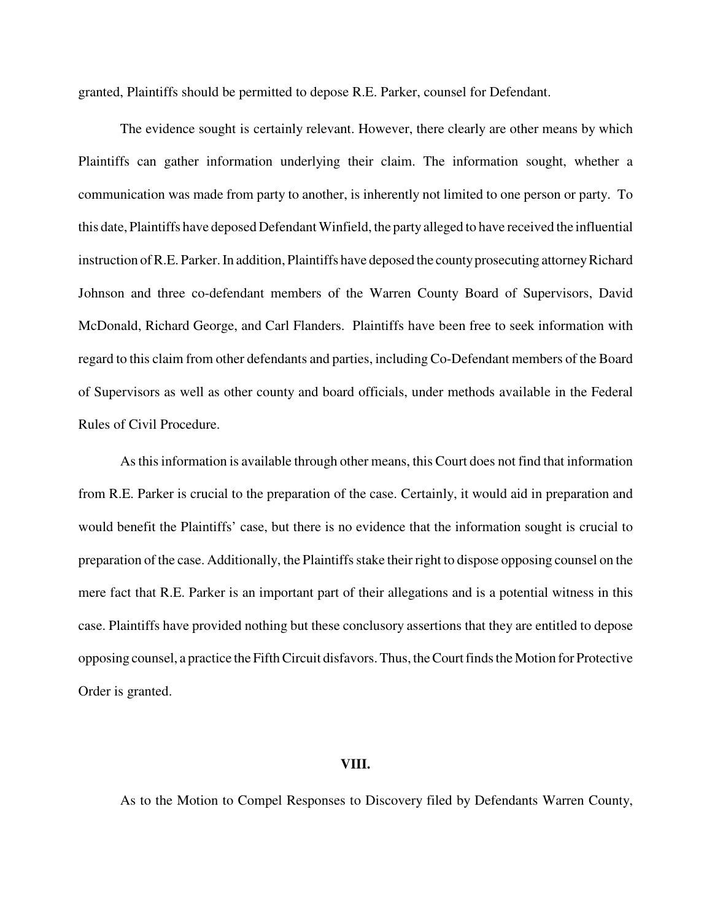granted, Plaintiffs should be permitted to depose R.E. Parker, counsel for Defendant.

The evidence sought is certainly relevant. However, there clearly are other means by which Plaintiffs can gather information underlying their claim. The information sought, whether a communication was made from party to another, is inherently not limited to one person or party. To this date, Plaintiffs have deposed Defendant Winfield, the party alleged to have received the influential instruction of R.E. Parker. In addition, Plaintiffs have deposed the county prosecuting attorney Richard Johnson and three co-defendant members of the Warren County Board of Supervisors, David McDonald, Richard George, and Carl Flanders. Plaintiffs have been free to seek information with regard to this claim from other defendants and parties, including Co-Defendant members of the Board of Supervisors as well as other county and board officials, under methods available in the Federal Rules of Civil Procedure.

As this information is available through other means, this Court does not find that information from R.E. Parker is crucial to the preparation of the case. Certainly, it would aid in preparation and would benefit the Plaintiffs' case, but there is no evidence that the information sought is crucial to preparation of the case. Additionally, the Plaintiffs stake their right to dispose opposing counsel on the mere fact that R.E. Parker is an important part of their allegations and is a potential witness in this case. Plaintiffs have provided nothing but these conclusory assertions that they are entitled to depose opposing counsel, a practice the Fifth Circuit disfavors. Thus, the Court finds the Motion for Protective Order is granted.

## VIII.

As to the Motion to Compel Responses to Discovery filed by Defendants Warren County,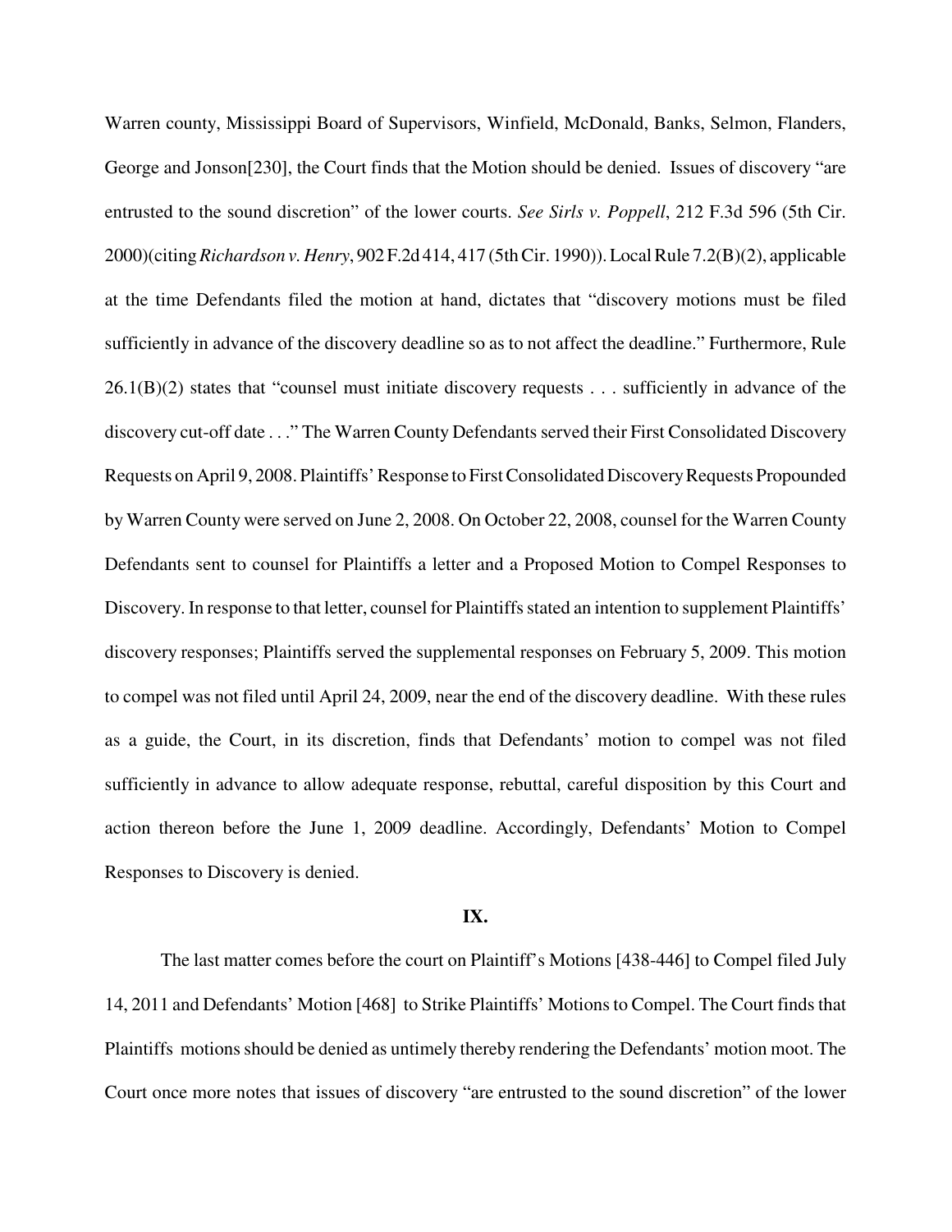Warren county, Mississippi Board of Supervisors, Winfield, McDonald, Banks, Selmon, Flanders, George and Jonson[230], the Court finds that the Motion should be denied. Issues of discovery "are entrusted to the sound discretion" of the lower courts. *See Sirls v. Poppell*, 212 F.3d 596 (5th Cir. 2000)(citing *Richardson v. Henry*, 902 F.2d 414, 417 (5th Cir. 1990)). Local Rule 7.2(B)(2), applicable at the time Defendants filed the motion at hand, dictates that "discovery motions must be filed sufficiently in advance of the discovery deadline so as to not affect the deadline." Furthermore, Rule 26.1(B)(2) states that "counsel must initiate discovery requests . . . sufficiently in advance of the discovery cut-off date . . ." The Warren County Defendants served their First Consolidated Discovery Requests on April 9, 2008. Plaintiffs' Response to First Consolidated Discovery Requests Propounded by Warren County were served on June 2, 2008. On October 22, 2008, counsel for the Warren County Defendants sent to counsel for Plaintiffs a letter and a Proposed Motion to Compel Responses to Discovery. In response to that letter, counsel for Plaintiffs stated an intention to supplement Plaintiffs' discovery responses; Plaintiffs served the supplemental responses on February 5, 2009. This motion to compel was not filed until April 24, 2009, near the end of the discovery deadline. With these rules as a guide, the Court, in its discretion, finds that Defendants' motion to compel was not filed sufficiently in advance to allow adequate response, rebuttal, careful disposition by this Court and action thereon before the June 1, 2009 deadline. Accordingly, Defendants' Motion to Compel Responses to Discovery is denied.

## IX.

The last matter comes before the court on Plaintiff's Motions [438-446] to Compel filed July 14, 2011 and Defendants' Motion [468] to Strike Plaintiffs' Motions to Compel. The Court finds that Plaintiffs motions should be denied as untimely thereby rendering the Defendants' motion moot. The Court once more notes that issues of discovery "are entrusted to the sound discretion" of the lower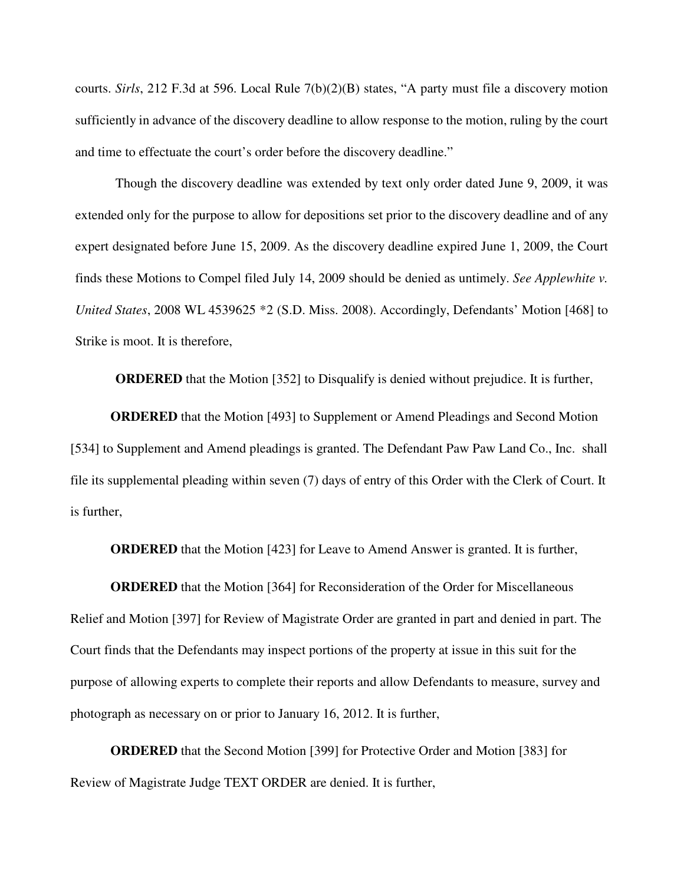courts. *Sirls*, 212 F.3d at 596. Local Rule 7(b)(2)(B) states, "A party must file a discovery motion sufficiently in advance of the discovery deadline to allow response to the motion, ruling by the court and time to effectuate the court's order before the discovery deadline."

Though the discovery deadline was extended by text only order dated June 9, 2009, it was extended only for the purpose to allow for depositions set prior to the discovery deadline and of any expert designated before June 15, 2009. As the discovery deadline expired June 1, 2009, the Court finds these Motions to Compel filed July 14, 2009 should be denied as untimely. *See Applewhite v. United States*, 2008 WL 4539625 *2 (S.D. Miss. 2008). Accordingly, Defendants' Motion [468] to Strike is moot. It is therefore,

**ORDERED** that the Motion [352] to Disqualify is denied without prejudice. It is further,

**ORDERED** that the Motion [493] to Supplement or Amend Pleadings and Second Motion [534] to Supplement and Amend pleadings is granted. The Defendant Paw Paw Land Co., Inc. shall file its supplemental pleading within seven (7) days of entry of this Order with the Clerk of Court. It is further,

**ORDERED** that the Motion [423] for Leave to Amend Answer is granted. It is further,

**ORDERED** that the Motion [364] for Reconsideration of the Order for Miscellaneous Relief and Motion [397] for Review of Magistrate Order are granted in part and denied in part. The Court finds that the Defendants may inspect portions of the property at issue in this suit for the purpose of allowing experts to complete their reports and allow Defendants to measure, survey and photograph as necessary on or prior to January 16, 2012. It is further,

**ORDERED** that the Second Motion [399] for Protective Order and Motion [383] for Review of Magistrate Judge TEXT ORDER are denied. It is further,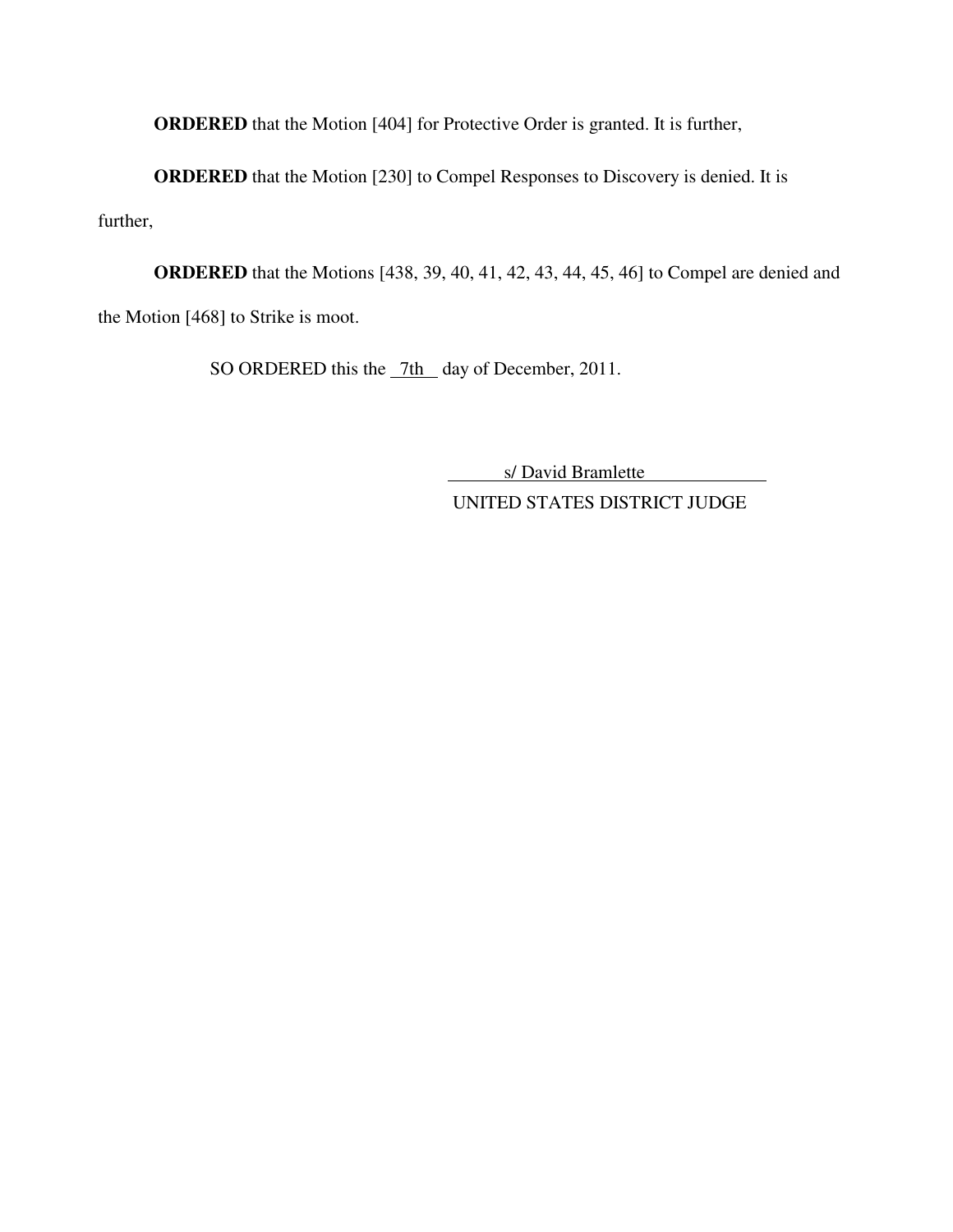**ORDERED** that the Motion [404] for Protective Order is granted. It is further,

**ORDERED** that the Motion [230] to Compel Responses to Discovery is denied. It is further,

**ORDERED** that the Motions [438, 39, 40, 41, 42, 43, 44, 45, 46] to Compel are denied and the Motion [468] to Strike is moot.

SO ORDERED this the 7th day of December, 2011.

s/ David Bramlette
UNITED STATES DISTRICT JUDGE